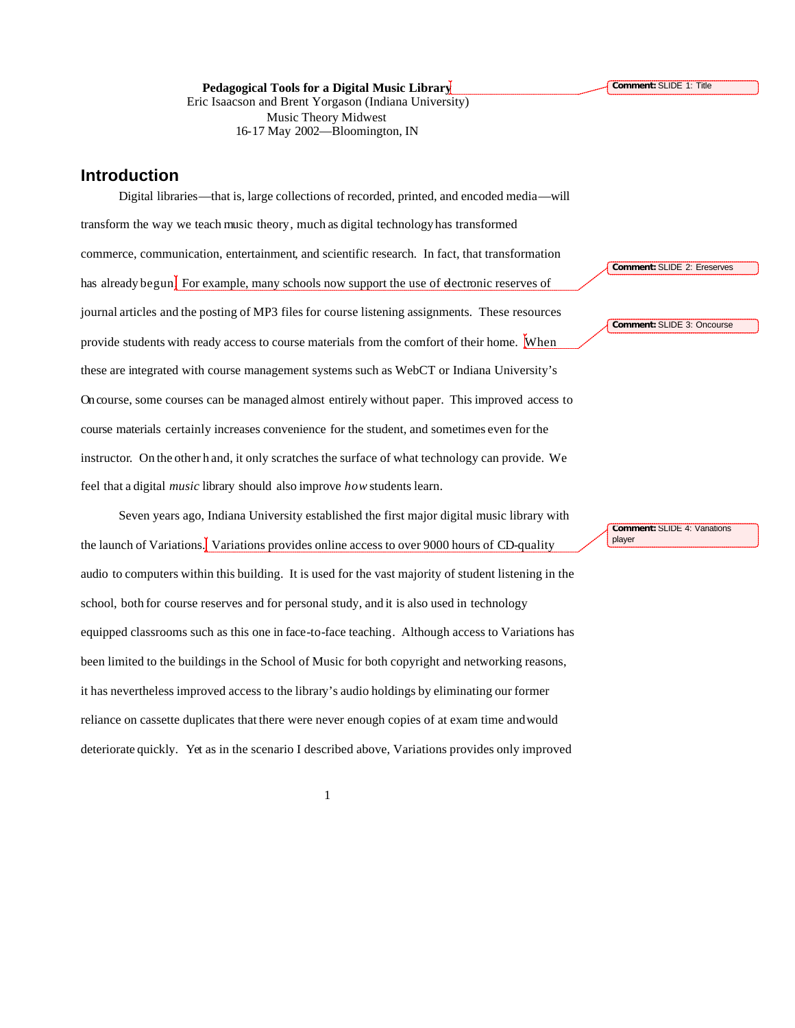**Pedagogical Tools for a Digital Music Library**

Eric Isaacson and Brent Yorgason (Indiana University)

Music Theory Midwest

16-17 May 2002—Bloomington, IN

> Comment: SLIDE 1: Title

## Introduction

Digital libraries—that is, large collections of recorded, printed, and encoded media—will transform the way we teach music theory, much as digital technology has transformed commerce, communication, entertainment, and scientific research. In fact, that transformation has already begun. For example, many schools now support the use of electronic reserves of journal articles and the posting of MP3 files for course listening assignments. These resources provide students with ready access to course materials from the comfort of their home. When these are integrated with course management systems such as WebCT or Indiana University's Oncourse, some courses can be managed almost entirely without paper. This improved access to course materials certainly increases convenience for the student, and sometimes even for the instructor. On the other hand, it only scratches the surface of what technology can provide. We feel that a digital *music* library should also improve *how* students learn.

> Comment: SLIDE 2: Ereserves

> Comment: SLIDE 3: Oncourse

Seven years ago, Indiana University established the first major digital music library with the launch of Variations. Variations provides online access to over 9000 hours of CD-quality audio to computers within this building. It is used for the vast majority of student listening in the school, both for course reserves and for personal study, and it is also used in technology equipped classrooms such as this one in face-to-face teaching. Although access to Variations has been limited to the buildings in the School of Music for both copyright and networking reasons, it has nevertheless improved access to the library's audio holdings by eliminating our former reliance on cassette duplicates that there were never enough copies of at exam time and would deteriorate quickly. Yet as in the scenario I described above, Variations provides only improved

> Comment: SLIDE 4: Variations player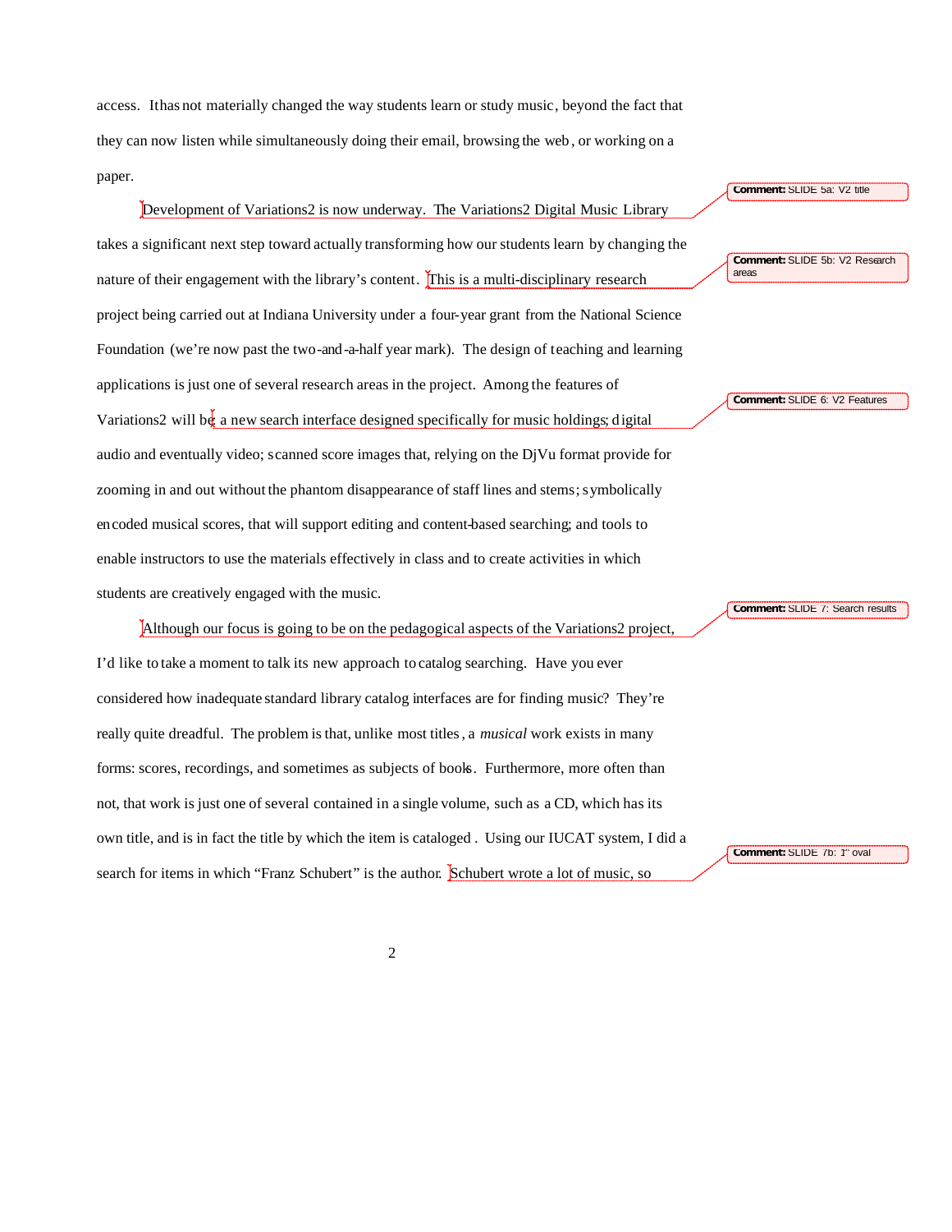access. It has not materially changed the way students learn or study music, beyond the fact that they can now listen while simultaneously doing their email, browsing the web, or working on a paper.

Development of Variations2 is now underway. The Variations2 Digital Music Library takes a significant next step toward actually transforming how our students learn by changing the nature of their engagement with the library's content. This is a multi-disciplinary research project being carried out at Indiana University under a four-year grant from the National Science Foundation (we're now past the two-and-a-half year mark). The design of teaching and learning applications is just one of several research areas in the project. Among the features of Variations2 will be: a new search interface designed specifically for music holdings; digital audio and eventually video; scanned score images that, relying on the DjVu format provide for zooming in and out without the phantom disappearance of staff lines and stems; symbolically encoded musical scores, that will support editing and content-based searching; and tools to enable instructors to use the materials effectively in class and to create activities in which students are creatively engaged with the music.

Although our focus is going to be on the pedagogical aspects of the Variations2 project, I'd like to take a moment to talk its new approach to catalog searching. Have you ever considered how inadequate standard library catalog interfaces are for finding music? They're really quite dreadful. The problem is that, unlike most titles, a *musical* work exists in many forms: scores, recordings, and sometimes as subjects of books. Furthermore, more often than not, that work is just one of several contained in a single volume, such as a CD, which has its own title, and is in fact the title by which the item is cataloged. Using our IUCAT system, I did a search for items in which "Franz Schubert" is the author. Schubert wrote a lot of music, so

**Comment:** SLIDE 5a: V2 title

**Comment:** SLIDE 5b: V2 Research areas

**Comment:** SLIDE 6: V2 Features

**Comment:** SLIDE 7: Search results

**Comment:** SLIDE 7b: 1st oval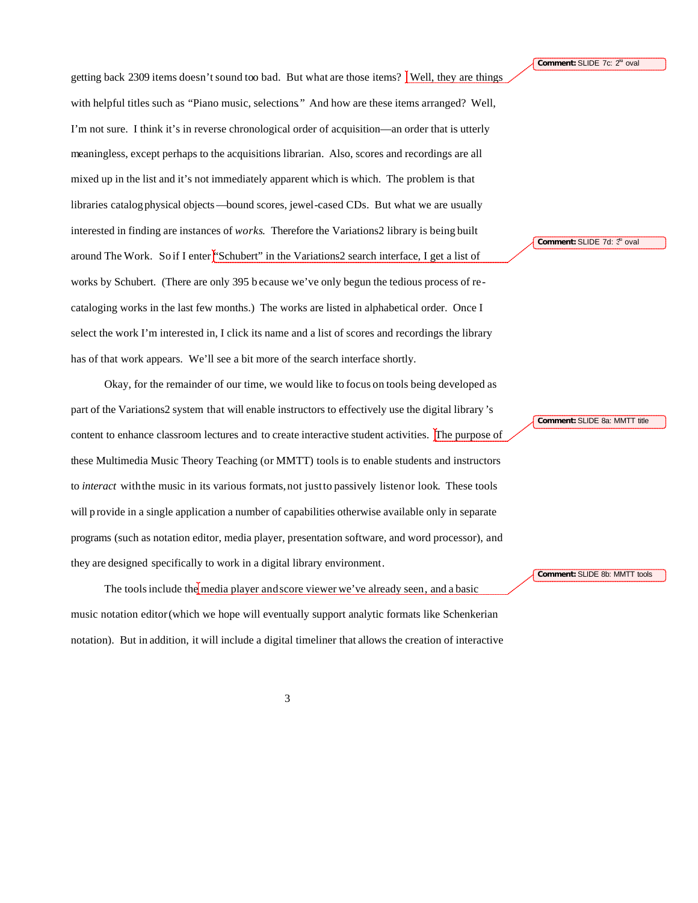getting back 2309 items doesn't sound too bad. But what are those items? Well, they are things with helpful titles such as "Piano music, selections." And how are these items arranged? Well, I'm not sure. I think it's in reverse chronological order of acquisition—an order that is utterly meaningless, except perhaps to the acquisitions librarian. Also, scores and recordings are all mixed up in the list and it's not immediately apparent which is which. The problem is that libraries catalog physical objects—bound scores, jewel-cased CDs. But what we are usually interested in finding are instances of *works*. Therefore the Variations2 library is being built around The Work. So if I enter "Schubert" in the Variations2 search interface, I get a list of works by Schubert. (There are only 395 because we've only begun the tedious process of re-cataloging works in the last few months.) The works are listed in alphabetical order. Once I select the work I'm interested in, I click its name and a list of scores and recordings the library has of that work appears. We'll see a bit more of the search interface shortly.

Comment: SLIDE 7c: 2nd oval

Comment: SLIDE 7d: 3rd oval

Okay, for the remainder of our time, we would like to focus on tools being developed as part of the Variations2 system that will enable instructors to effectively use the digital library's content to enhance classroom lectures and to create interactive student activities. The purpose of these Multimedia Music Theory Teaching (or MMTT) tools is to enable students and instructors to *interact* with the music in its various formats, not just to passively listen or look. These tools will provide in a single application a number of capabilities otherwise available only in separate programs (such as notation editor, media player, presentation software, and word processor), and they are designed specifically to work in a digital library environment.

Comment: SLIDE 8a: MMTT title

The tools include the media player and score viewer we've already seen, and a basic music notation editor (which we hope will eventually support analytic formats like Schenkerian notation). But in addition, it will include a digital timeliner that allows the creation of interactive

Comment: SLIDE 8b: MMTT tools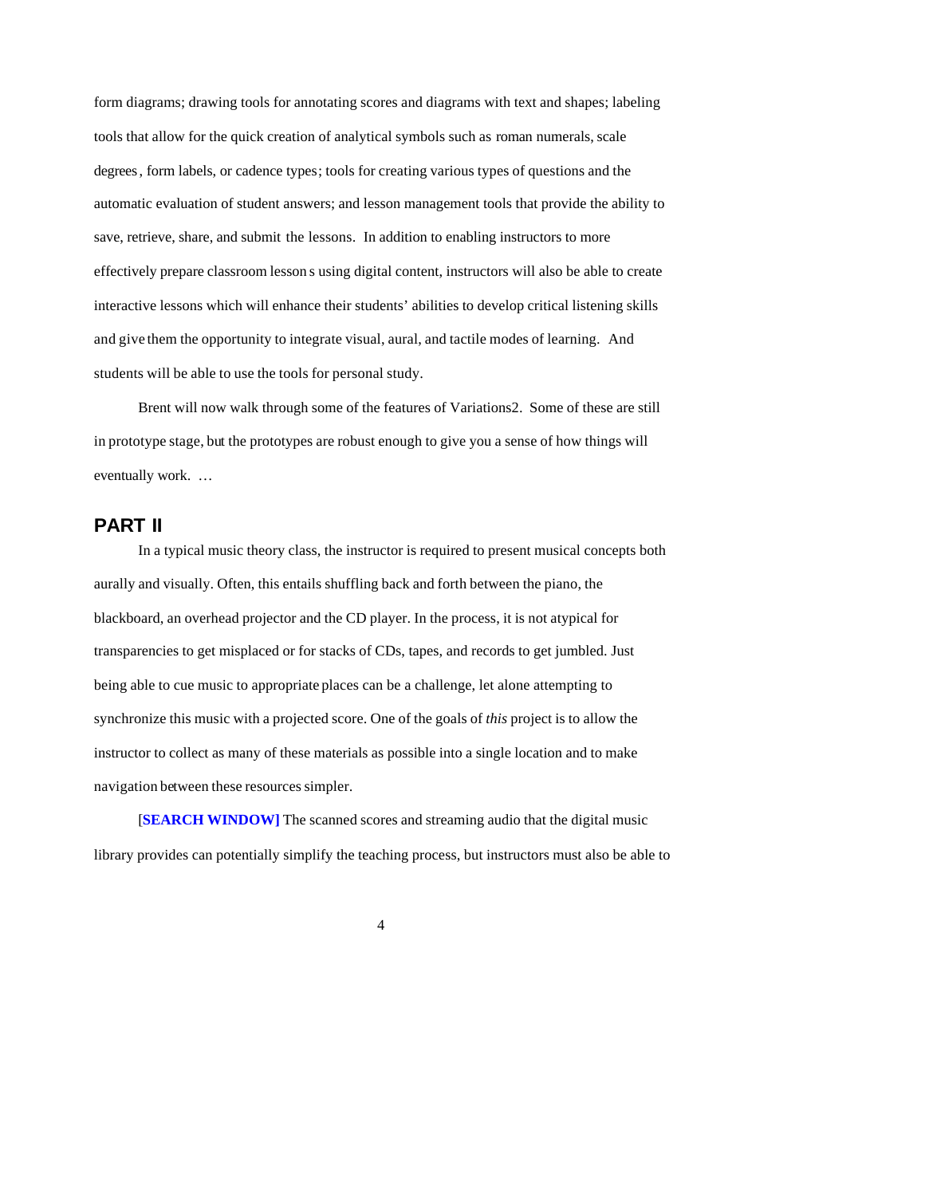form diagrams; drawing tools for annotating scores and diagrams with text and shapes; labeling tools that allow for the quick creation of analytical symbols such as roman numerals, scale degrees, form labels, or cadence types; tools for creating various types of questions and the automatic evaluation of student answers; and lesson management tools that provide the ability to save, retrieve, share, and submit the lessons. In addition to enabling instructors to more effectively prepare classroom lessons using digital content, instructors will also be able to create interactive lessons which will enhance their students' abilities to develop critical listening skills and give them the opportunity to integrate visual, aural, and tactile modes of learning. And students will be able to use the tools for personal study.

Brent will now walk through some of the features of Variations2. Some of these are still in prototype stage, but the prototypes are robust enough to give you a sense of how things will eventually work. …

## PART II

In a typical music theory class, the instructor is required to present musical concepts both aurally and visually. Often, this entails shuffling back and forth between the piano, the blackboard, an overhead projector and the CD player. In the process, it is not atypical for transparencies to get misplaced or for stacks of CDs, tapes, and records to get jumbled. Just being able to cue music to appropriate places can be a challenge, let alone attempting to synchronize this music with a projected score. One of the goals of *this* project is to allow the instructor to collect as many of these materials as possible into a single location and to make navigation between these resources simpler.

[**SEARCH WINDOW]** The scanned scores and streaming audio that the digital music library provides can potentially simplify the teaching process, but instructors must also be able to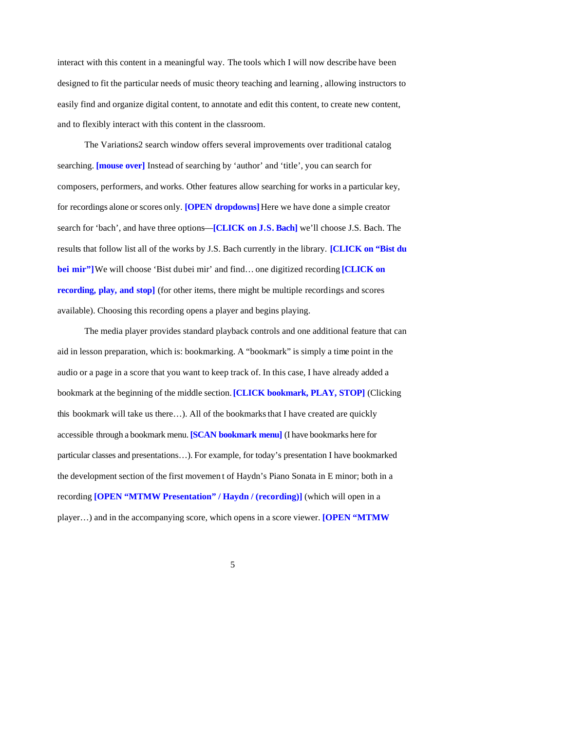interact with this content in a meaningful way. The tools which I will now describe have been designed to fit the particular needs of music theory teaching and learning, allowing instructors to easily find and organize digital content, to annotate and edit this content, to create new content, and to flexibly interact with this content in the classroom.

The Variations2 search window offers several improvements over traditional catalog searching. **[mouse over]** Instead of searching by 'author' and 'title', you can search for composers, performers, and works. Other features allow searching for works in a particular key, for recordings alone or scores only. **[OPEN dropdowns]** Here we have done a simple creator search for 'bach', and have three options—**[CLICK on J.S. Bach]** we'll choose J.S. Bach. The results that follow list all of the works by J.S. Bach currently in the library. **[CLICK on "Bist du bei mir"]** We will choose 'Bist dubei mir' and find… one digitized recording **[CLICK on recording, play, and stop]** (for other items, there might be multiple recordings and scores available). Choosing this recording opens a player and begins playing.

The media player provides standard playback controls and one additional feature that can aid in lesson preparation, which is: bookmarking. A "bookmark" is simply a time point in the audio or a page in a score that you want to keep track of. In this case, I have already added a bookmark at the beginning of the middle section. **[CLICK bookmark, PLAY, STOP]** (Clicking this bookmark will take us there…). All of the bookmarks that I have created are quickly accessible through a bookmark menu. **[SCAN bookmark menu]** (I have bookmarks here for particular classes and presentations…). For example, for today's presentation I have bookmarked the development section of the first movement of Haydn's Piano Sonata in E minor; both in a recording **[OPEN "MTMW Presentation" / Haydn / (recording)]** (which will open in a player…) and in the accompanying score, which opens in a score viewer. **[OPEN "MTMW**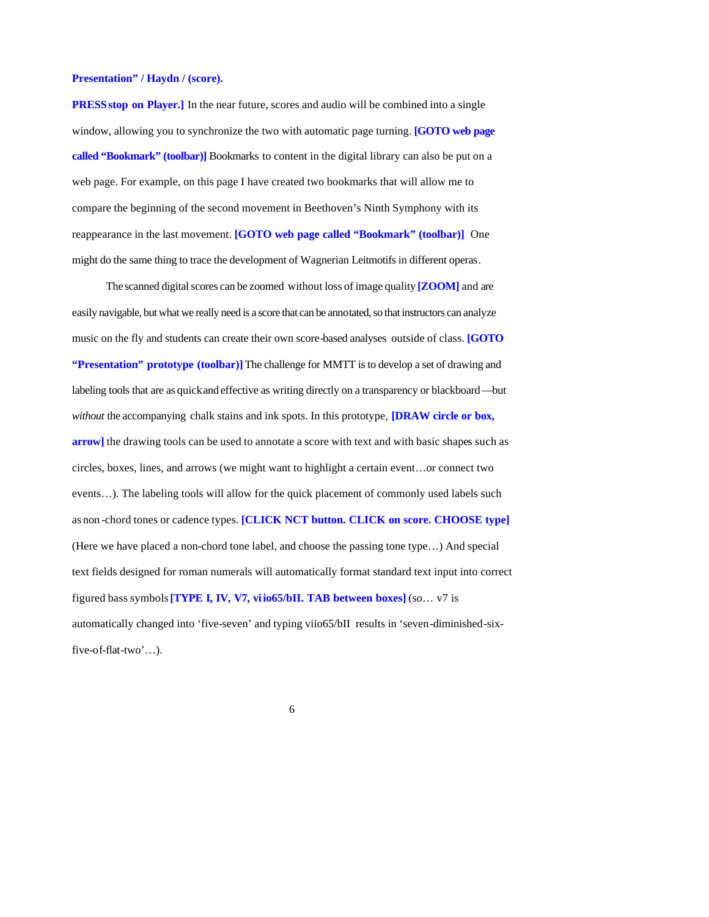**Presentation" / Haydn / (score).**

**PRESS stop on Player.]** In the near future, scores and audio will be combined into a single window, allowing you to synchronize the two with automatic page turning. **[GOTO web page called "Bookmark" (toolbar)]** Bookmarks to content in the digital library can also be put on a web page. For example, on this page I have created two bookmarks that will allow me to compare the beginning of the second movement in Beethoven's Ninth Symphony with its reappearance in the last movement. **[GOTO web page called "Bookmark" (toolbar)]** One might do the same thing to trace the development of Wagnerian Leitmotifs in different operas.

The scanned digital scores can be zoomed without loss of image quality **[ZOOM]** and are easily navigable, but what we really need is a score that can be annotated, so that instructors can analyze music on the fly and students can create their own score-based analyses outside of class. **[GOTO "Presentation" prototype (toolbar)]** The challenge for MMTT is to develop a set of drawing and labeling tools that are as quick and effective as writing directly on a transparency or blackboard—but *without* the accompanying chalk stains and ink spots. In this prototype, **[DRAW circle or box, arrow]** the drawing tools can be used to annotate a score with text and with basic shapes such as circles, boxes, lines, and arrows (we might want to highlight a certain event…or connect two events…). The labeling tools will allow for the quick placement of commonly used labels such as non-chord tones or cadence types. **[CLICK NCT button. CLICK on score. CHOOSE type]** (Here we have placed a non-chord tone label, and choose the passing tone type…) And special text fields designed for roman numerals will automatically format standard text input into correct figured bass symbols **[TYPE I, IV, V7, viio65/bII. TAB between boxes]** (so… v7 is automatically changed into 'five-seven' and typing viio65/bII results in 'seven-diminished-six-five-of-flat-two'…).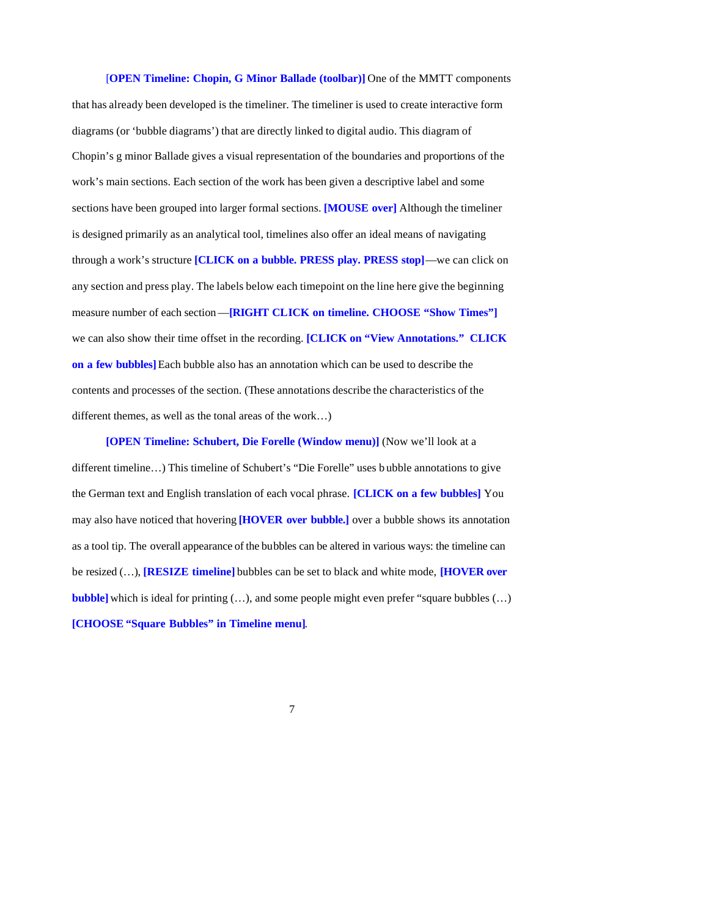**[OPEN Timeline: Chopin, G Minor Ballade (toolbar)]** One of the MMTT components that has already been developed is the timeliner. The timeliner is used to create interactive form diagrams (or 'bubble diagrams') that are directly linked to digital audio. This diagram of Chopin's g minor Ballade gives a visual representation of the boundaries and proportions of the work's main sections. Each section of the work has been given a descriptive label and some sections have been grouped into larger formal sections. **[MOUSE over]** Although the timeliner is designed primarily as an analytical tool, timelines also offer an ideal means of navigating through a work's structure **[CLICK on a bubble. PRESS play. PRESS stop]**—we can click on any section and press play. The labels below each timepoint on the line here give the beginning measure number of each section—**[RIGHT CLICK on timeline. CHOOSE "Show Times"]** we can also show their time offset in the recording. **[CLICK on "View Annotations." CLICK on a few bubbles]** Each bubble also has an annotation which can be used to describe the contents and processes of the section. (These annotations describe the characteristics of the different themes, as well as the tonal areas of the work…)

**[OPEN Timeline: Schubert, Die Forelle (Window menu)]** (Now we'll look at a different timeline…) This timeline of Schubert's "Die Forelle" uses bubble annotations to give the German text and English translation of each vocal phrase. **[CLICK on a few bubbles]** You may also have noticed that hovering **[HOVER over bubble.]** over a bubble shows its annotation as a tool tip. The overall appearance of the bubbles can be altered in various ways: the timeline can be resized (…), **[RESIZE timeline]** bubbles can be set to black and white mode, **[HOVER over bubble]** which is ideal for printing (…), and some people might even prefer "square bubbles (…) **[CHOOSE "Square Bubbles" in Timeline menu]**.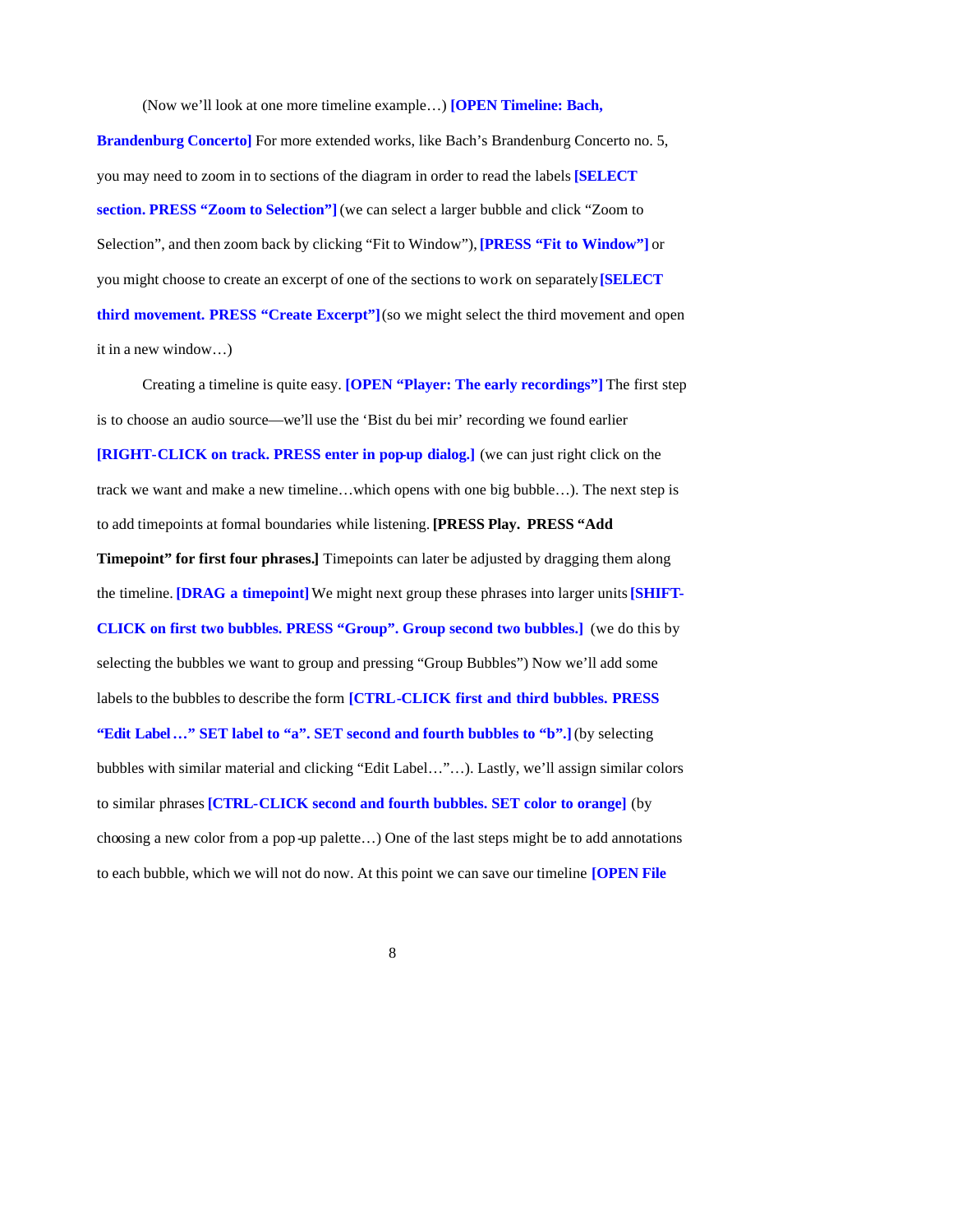(Now we'll look at one more timeline example…) **[OPEN Timeline: Bach, Brandenburg Concerto]** For more extended works, like Bach's Brandenburg Concerto no. 5, you may need to zoom in to sections of the diagram in order to read the labels **[SELECT section. PRESS "Zoom to Selection"]** (we can select a larger bubble and click "Zoom to Selection", and then zoom back by clicking "Fit to Window"), **[PRESS "Fit to Window"]** or you might choose to create an excerpt of one of the sections to work on separately **[SELECT third movement. PRESS "Create Excerpt"]** (so we might select the third movement and open it in a new window…)

Creating a timeline is quite easy. **[OPEN "Player: The early recordings"]** The first step is to choose an audio source—we'll use the 'Bist du bei mir' recording we found earlier **[RIGHT-CLICK on track. PRESS enter in pop-up dialog.]** (we can just right click on the track we want and make a new timeline…which opens with one big bubble…). The next step is to add timepoints at formal boundaries while listening. **[PRESS Play. PRESS "Add Timepoint" for first four phrases.]** Timepoints can later be adjusted by dragging them along the timeline. **[DRAG a timepoint]** We might next group these phrases into larger units **[SHIFT-CLICK on first two bubbles. PRESS "Group". Group second two bubbles.]** (we do this by selecting the bubbles we want to group and pressing "Group Bubbles") Now we'll add some labels to the bubbles to describe the form **[CTRL-CLICK first and third bubbles. PRESS "Edit Label…" SET label to "a". SET second and fourth bubbles to "b".]** (by selecting bubbles with similar material and clicking "Edit Label…"…). Lastly, we'll assign similar colors to similar phrases **[CTRL-CLICK second and fourth bubbles. SET color to orange]** (by choosing a new color from a pop-up palette…) One of the last steps might be to add annotations to each bubble, which we will not do now. At this point we can save our timeline **[OPEN File**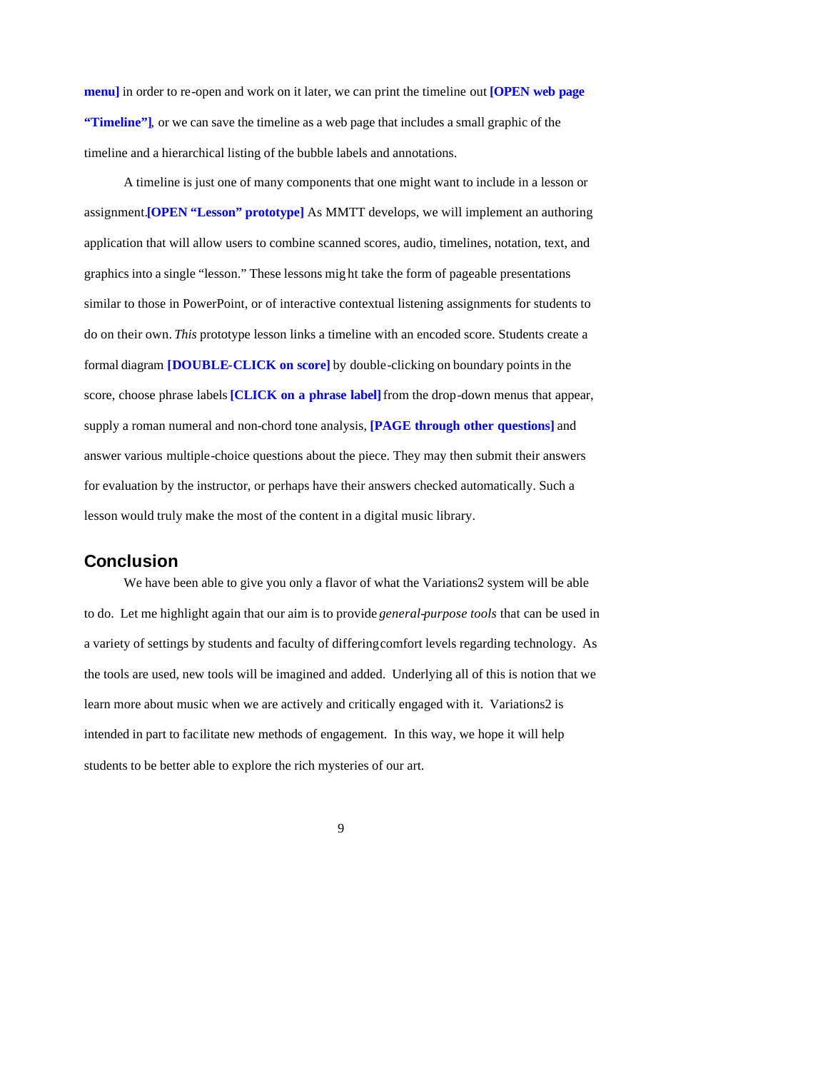**menu]** in order to re-open and work on it later, we can print the timeline out **[OPEN web page "Timeline"]**, or we can save the timeline as a web page that includes a small graphic of the timeline and a hierarchical listing of the bubble labels and annotations.

A timeline is just one of many components that one might want to include in a lesson or assignment.**[OPEN "Lesson" prototype]** As MMTT develops, we will implement an authoring application that will allow users to combine scanned scores, audio, timelines, notation, text, and graphics into a single "lesson." These lessons might take the form of pageable presentations similar to those in PowerPoint, or of interactive contextual listening assignments for students to do on their own. *This* prototype lesson links a timeline with an encoded score. Students create a formal diagram **[DOUBLE-CLICK on score]** by double-clicking on boundary points in the score, choose phrase labels **[CLICK on a phrase label]** from the drop-down menus that appear, supply a roman numeral and non-chord tone analysis, **[PAGE through other questions]** and answer various multiple-choice questions about the piece. They may then submit their answers for evaluation by the instructor, or perhaps have their answers checked automatically. Such a lesson would truly make the most of the content in a digital music library.

## Conclusion

We have been able to give you only a flavor of what the Variations2 system will be able to do. Let me highlight again that our aim is to provide *general-purpose tools* that can be used in a variety of settings by students and faculty of differing comfort levels regarding technology. As the tools are used, new tools will be imagined and added. Underlying all of this is notion that we learn more about music when we are actively and critically engaged with it. Variations2 is intended in part to facilitate new methods of engagement. In this way, we hope it will help students to be better able to explore the rich mysteries of our art.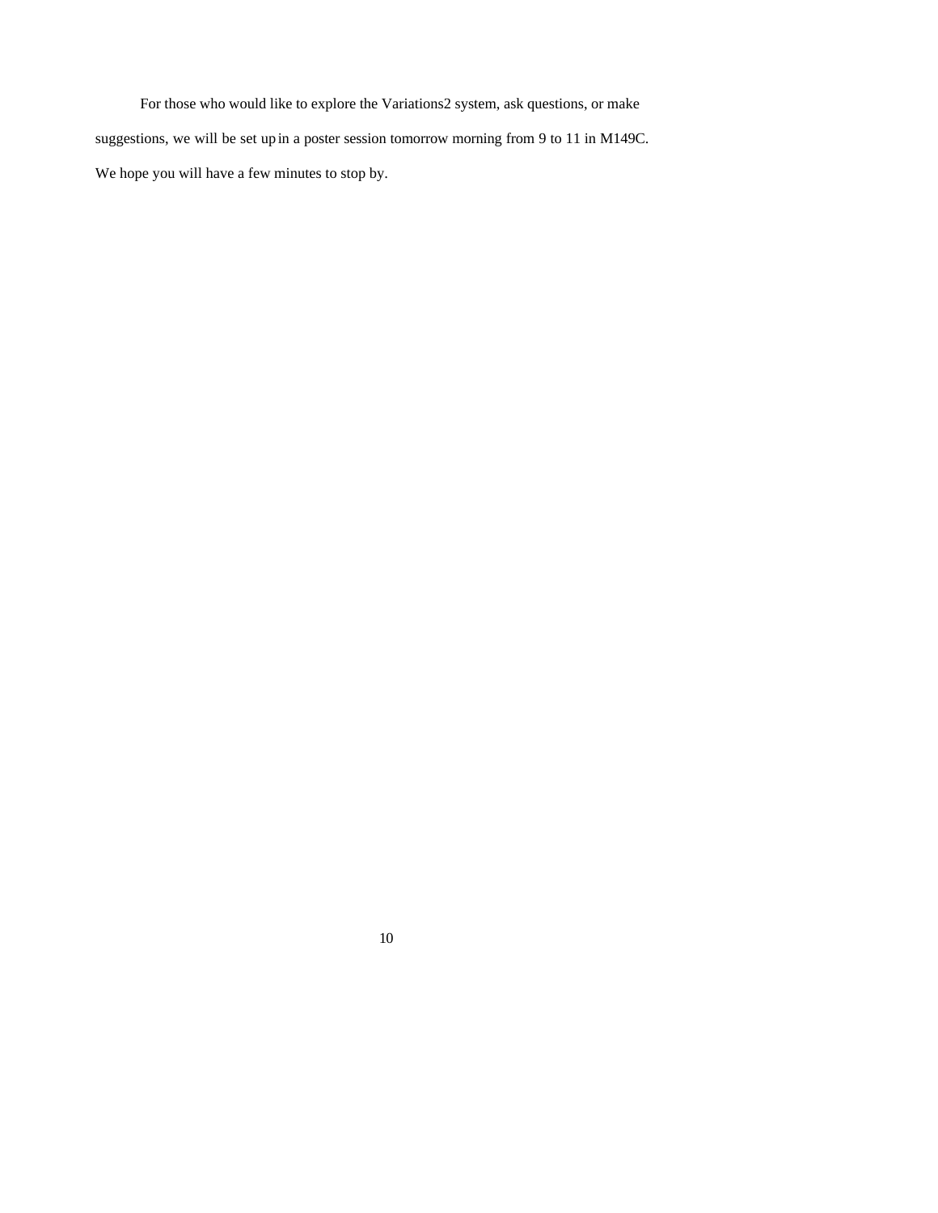For those who would like to explore the Variations2 system, ask questions, or make suggestions, we will be set up in a poster session tomorrow morning from 9 to 11 in M149C. We hope you will have a few minutes to stop by.